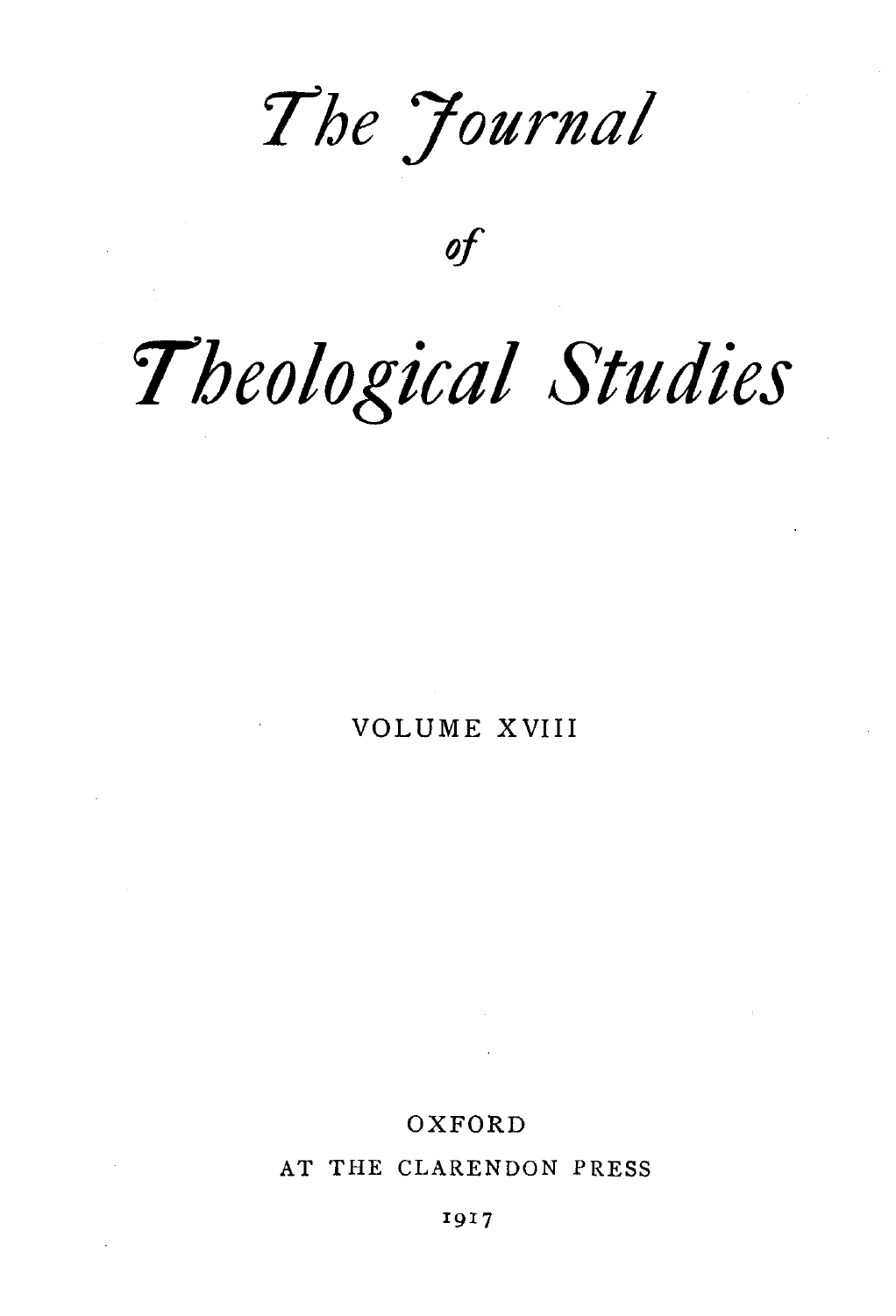# *The Journal*

*of*

# *Theological Studies*

VOLUME XVIII

OXFORD

AT THE CLARENDON PRESS

1917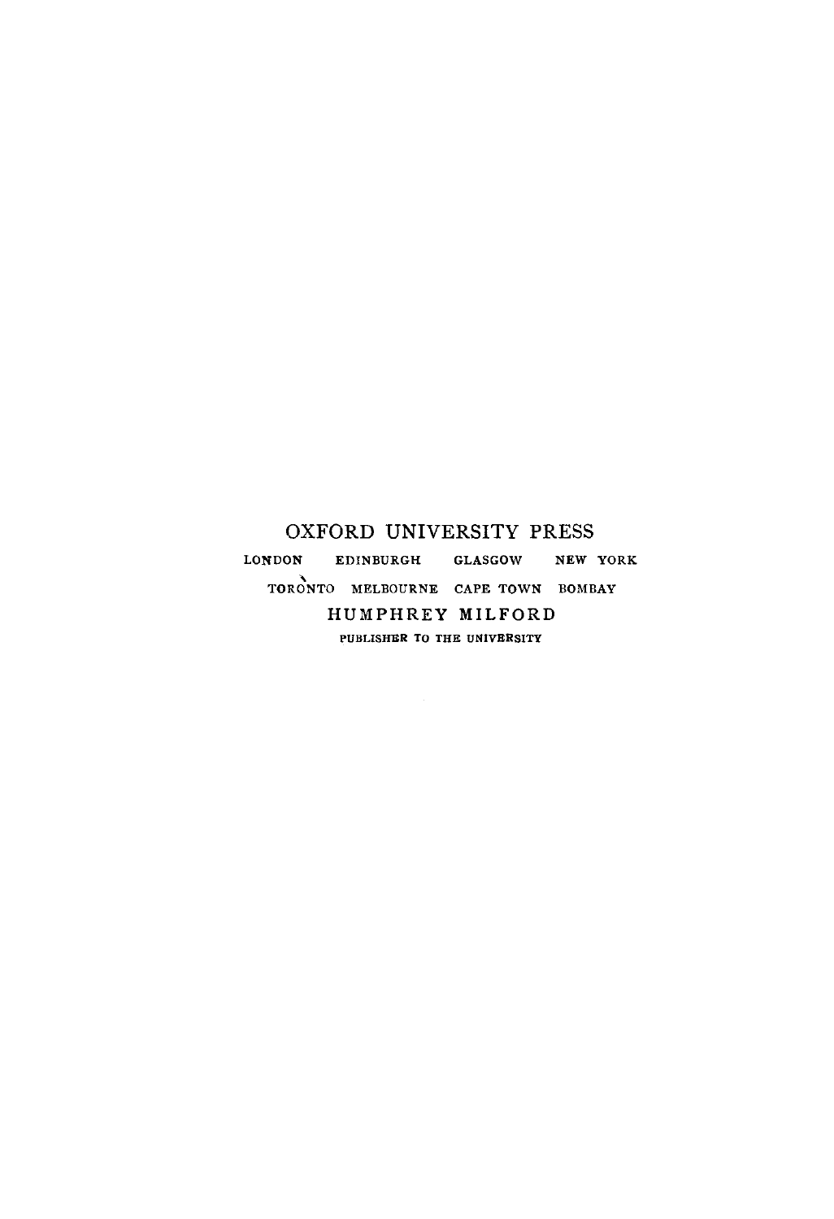OXFORD UNIVERSITY PRESS

LONDON EDINBURGH GLASGOW NEW YORK

TORONTO MELBOURNE CAPE TOWN BOMBAY

HUMPHREY MILFORD

PUBLISHER TO THE UNIVERSITY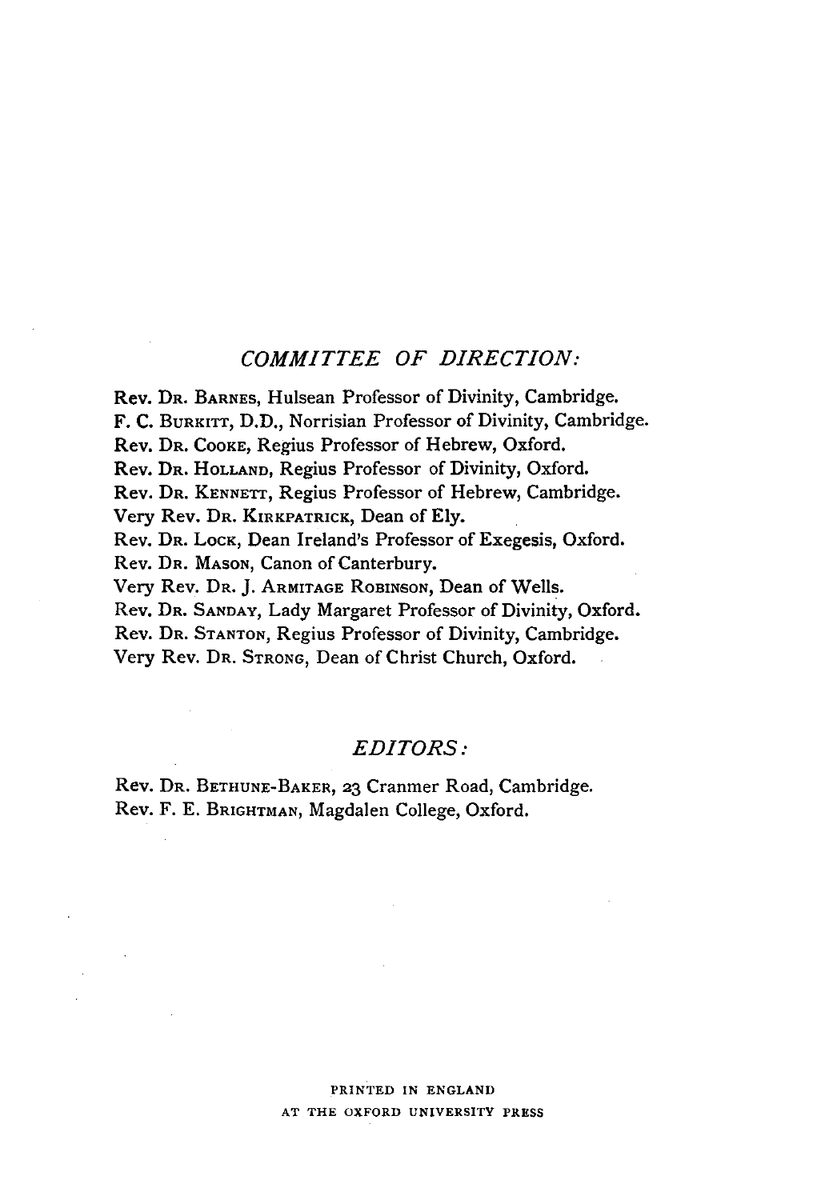## *COMMITTEE OF DIRECTION:*

Rev. DR. BARNES, Hulsean Professor of Divinity, Cambridge.
F. C. BURKITT, D.D., Norrisian Professor of Divinity, Cambridge.
Rev. DR. COOKE, Regius Professor of Hebrew, Oxford.
Rev. DR. HOLLAND, Regius Professor of Divinity, Oxford.
Rev. DR. KENNETT, Regius Professor of Hebrew, Cambridge.
Very Rev. DR. KIRKPATRICK, Dean of Ely.
Rev. DR. LOCK, Dean Ireland's Professor of Exegesis, Oxford.
Rev. DR. MASON, Canon of Canterbury.
Very Rev. DR. J. ARMITAGE ROBINSON, Dean of Wells.
Rev. DR. SANDAY, Lady Margaret Professor of Divinity, Oxford.
Rev. DR. STANTON, Regius Professor of Divinity, Cambridge.
Very Rev. DR. STRONG, Dean of Christ Church, Oxford.

## *EDITORS:*

Rev. DR. BETHUNE-BAKER, 23 Cranmer Road, Cambridge.
Rev. F. E. BRIGHTMAN, Magdalen College, Oxford.

PRINTED IN ENGLAND
AT THE OXFORD UNIVERSITY PRESS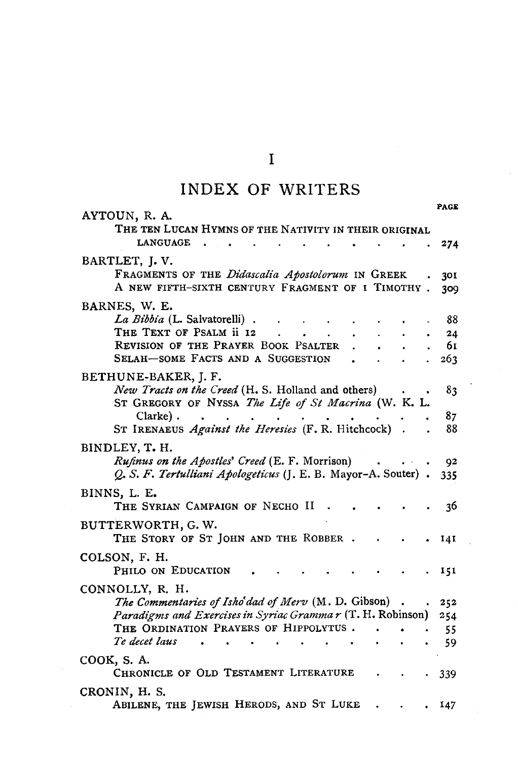# I

# INDEX OF WRITERS

PAGE

**AYTOUN, R. A.**

THE TEN LUCAN HYMNS OF THE NATIVITY IN THEIR ORIGINAL LANGUAGE . . . . . . . . . . . 274

**BARTLET, J. V.**

FRAGMENTS OF THE *Didascalia Apostolorum* IN GREEK . 301
A NEW FIFTH-SIXTH CENTURY FRAGMENT OF I TIMOTHY . 309

**BARNES, W. E.**

*La Bibbia* (L. Salvatorelli) . . . . . . . . . 88
THE TEXT OF PSALM ii 12 . . . . . . . . . 24
REVISION OF THE PRAYER BOOK PSALTER . . . . 61
SELAH—SOME FACTS AND A SUGGESTION . . . . 263

**BETHUNE-BAKER, J. F.**

*New Tracts on the Creed* (H. S. Holland and others) . . 83
ST GREGORY OF NYSSA *The Life of St Macrina* (W. K. L. Clarke) . . . . . . . . . . . . 87
ST IRENAEUS *Against the Heresies* (F. R. Hitchcock) . . 88

**BINDLEY, T. H.**

*Rufinus on the Apostles' Creed* (E. F. Morrison) . . . . 92
*Q. S. F. Tertulliani Apologeticus* (J. E. B. Mayor–A. Souter) . 335

**BINNS, L. E.**

THE SYRIAN CAMPAIGN OF NECHO II . . . . . 36

**BUTTERWORTH, G. W.**

THE STORY OF ST JOHN AND THE ROBBER . . . . 141

**COLSON, F. H.**

PHILO ON EDUCATION . . . . . . . . . . 151

**CONNOLLY, R. H.**

*The Commentaries of Ishoʿdad of Merv* (M. D. Gibson) . . 252
*Paradigms and Exercises in Syriac Grammar* (T. H. Robinson) 254
THE ORDINATION PRAYERS OF HIPPOLYTUS . . . . 55
*Te decet laus* . . . . . . . . . . . . 59

**COOK, S. A.**

CHRONICLE OF OLD TESTAMENT LITERATURE . . . 339

**CRONIN, H. S.**

ABILENE, THE JEWISH HERODS, AND ST LUKE . . . 147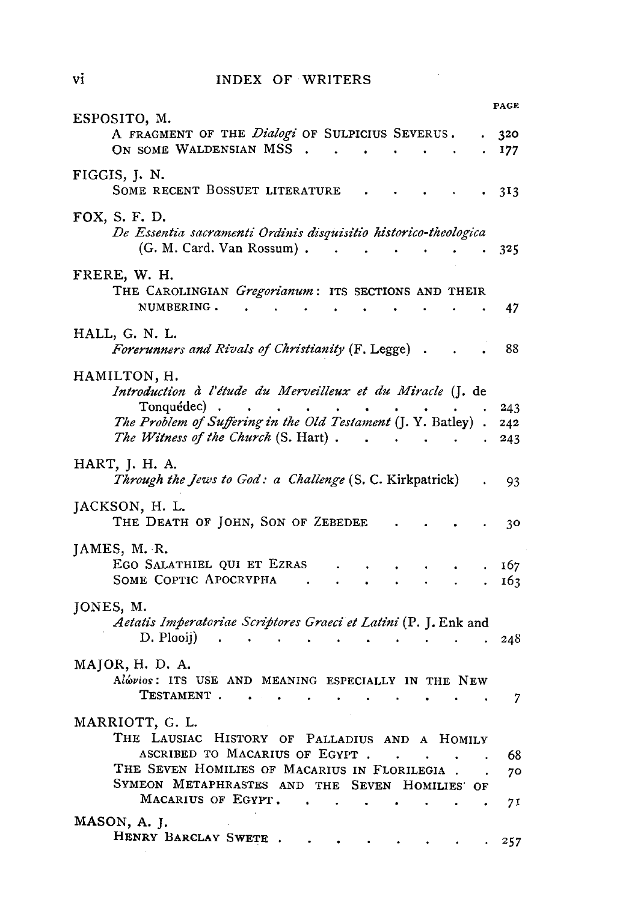## INDEX OF WRITERS

PAGE

ESPOSITO, M.
A FRAGMENT OF THE *Dialogi* OF SULPICIUS SEVERUS . . 320
ON SOME WALDENSIAN MSS . . . . . . . . 177

FIGGIS, J. N.
SOME RECENT BOSSUET LITERATURE . . . . . . 313

FOX, S. F. D.
*De Essentia sacramenti Ordinis disquisitio historico-theologica* (G. M. Card. Van Rossum) . . . . . . . . 325

FRERE, W. H.
THE CAROLINGIAN *Gregorianum*: ITS SECTIONS AND THEIR NUMBERING . . . . . . . . . . . 47

HALL, G. N. L.
*Forerunners and Rivals of Christianity* (F. Legge) . . . 88

HAMILTON, H.
*Introduction à l'étude du Merveilleux et du Miracle* (J. de Tonquédec) . . . . . . . . . . 243
*The Problem of Suffering in the Old Testament* (J. Y. Batley) . 242
*The Witness of the Church* (S. Hart) . . . . . . 243

HART, J. H. A.
*Through the Jews to God: a Challenge* (S. C. Kirkpatrick) . 93

JACKSON, H. L.
THE DEATH OF JOHN, SON OF ZEBEDEE . . . . . 30

JAMES, M. R.
EGO SALATHIEL QUI ET EZRAS . . . . . . . 167
SOME COPTIC APOCRYPHA . . . . . . . . 163

JONES, M.
*Aetatis Imperatoriae Scriptores Graeci et Latini* (P. J. Enk and D. Plooij) . . . . . . . . . . . 248

MAJOR, H. D. A.
Αἰώνιος: ITS USE AND MEANING ESPECIALLY IN THE NEW TESTAMENT . . . . . . . . . . . 7

MARRIOTT, G. L.
THE LAUSIAC HISTORY OF PALLADIUS AND A HOMILY ASCRIBED TO MACARIUS OF EGYPT . . . . . . 68
THE SEVEN HOMILIES OF MACARIUS IN FLORILEGIA . . 70
SYMEON METAPHRASTES AND THE SEVEN HOMILIES OF MACARIUS OF EGYPT . . . . . . . . . 71

MASON, A. J.
HENRY BARCLAY SWETE . . . . . . . . . 257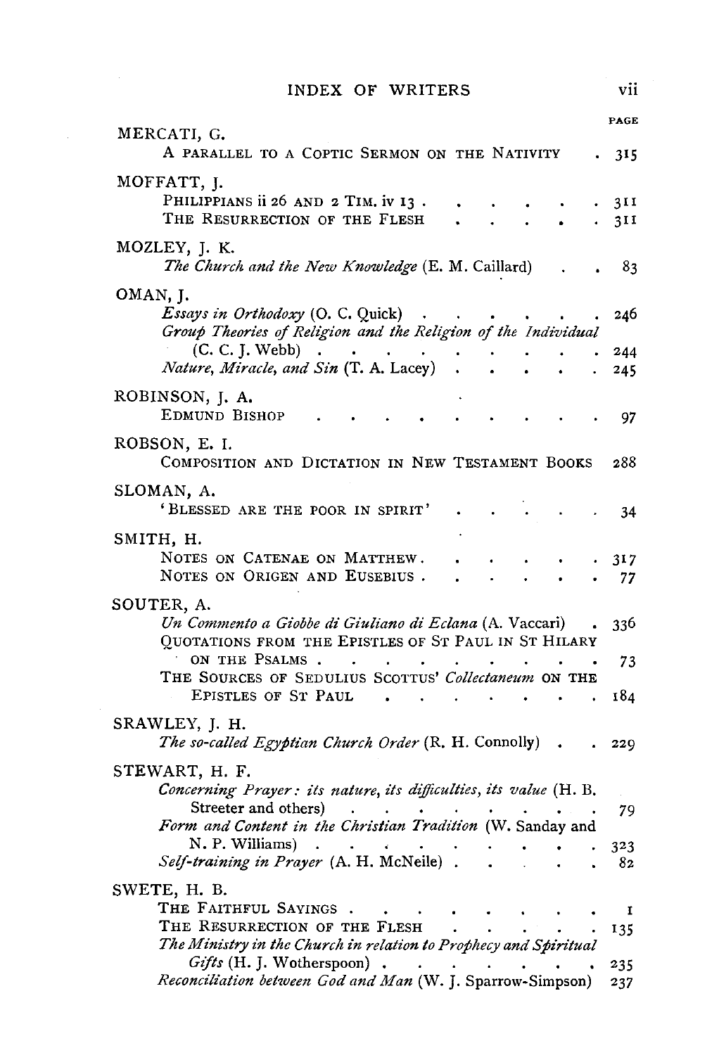# INDEX OF WRITERS

PAGE

MERCATI, G.
- A PARALLEL TO A COPTIC SERMON ON THE NATIVITY . 315

MOFFATT, J.
- PHILIPPIANS ii 26 AND 2 TIM. iv 13 . . . . . . . 311
- THE RESURRECTION OF THE FLESH . . . . . . 311

MOZLEY, J. K.
- *The Church and the New Knowledge* (E. M. Caillard) . . 83

OMAN, J.
- *Essays in Orthodoxy* (O. C. Quick) . . . . . . . 246
- *Group Theories of Religion and the Religion of the Individual* (C. C. J. Webb) . . . . . . . . . . . 244
- *Nature, Miracle, and Sin* (T. A. Lacey) . . . . . 245

ROBINSON, J. A.
- EDMUND BISHOP . . . . . . . . . . . 97

ROBSON, E. I.
- COMPOSITION AND DICTATION IN NEW TESTAMENT BOOKS 288

SLOMAN, A.
- 'BLESSED ARE THE POOR IN SPIRIT' . . . . . . 34

SMITH, H.
- NOTES ON CATENAE ON MATTHEW. . . . . . . 317
- NOTES ON ORIGEN AND EUSEBIUS . . . . . . . 77

SOUTER, A.
- *Un Commento a Giobbe di Giuliano di Eclana* (A. Vaccari) . 336
- QUOTATIONS FROM THE EPISTLES OF ST PAUL IN ST HILARY ON THE PSALMS . . . . . . . . . . . 73
- THE SOURCES OF SEDULIUS SCOTTUS' *Collectaneum* ON THE EPISTLES OF ST PAUL . . . . . . . . . 184

SRAWLEY, J. H.
- *The so-called Egyptian Church Order* (R. H. Connolly) . . 229

STEWART, H. F.
- *Concerning Prayer: its nature, its difficulties, its value* (H. B. Streeter and others) . . . . . . . . . 79
- *Form and Content in the Christian Tradition* (W. Sanday and N. P. Williams) . . . . . . . . . . 323
- *Self-training in Prayer* (A. H. McNeile) . . . . . 82

SWETE, H. B.
- THE FAITHFUL SAYINGS . . . . . . . . . . 1
- THE RESURRECTION OF THE FLESH . . . . . . 135
- *The Ministry in the Church in relation to Prophecy and Spiritual Gifts* (H. J. Wotherspoon) . . . . . . . . 235
- *Reconciliation between God and Man* (W. J. Sparrow-Simpson) 237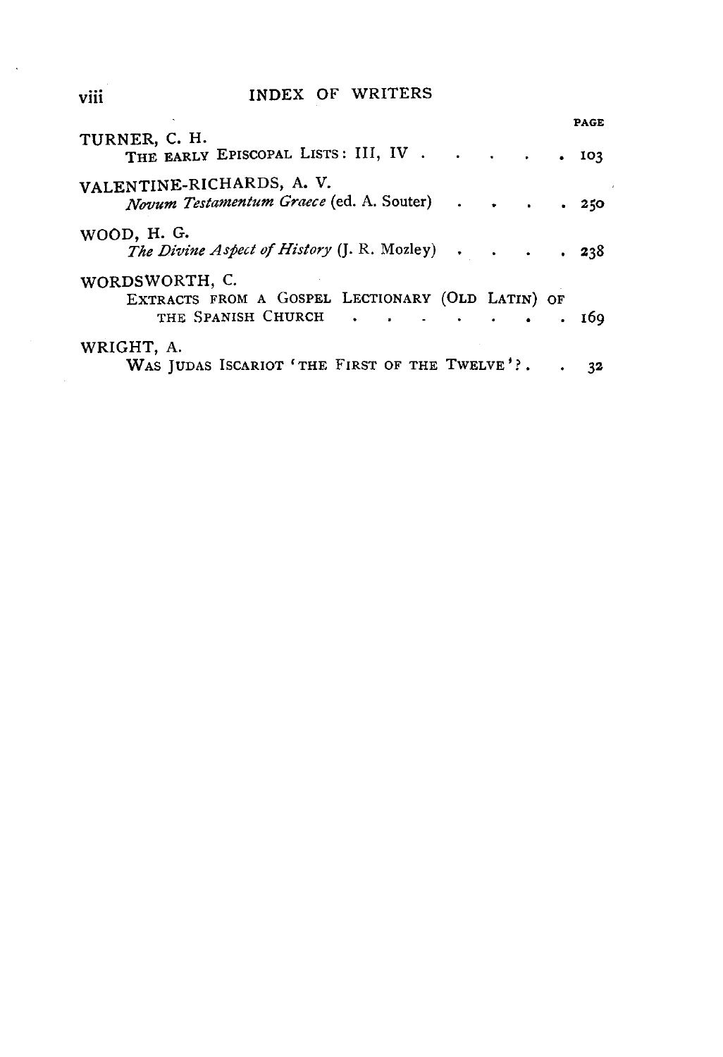# INDEX OF WRITERS

| | PAGE |
|---|---|
| TURNER, C. H. | |
| THE EARLY EPISCOPAL LISTS: III, IV | 103 |
| VALENTINE-RICHARDS, A. V. | |
| *Novum Testamentum Graece* (ed. A. Souter) | 250 |
| WOOD, H. G. | |
| *The Divine Aspect of History* (J. R. Mozley) | 238 |
| WORDSWORTH, C. | |
| EXTRACTS FROM A GOSPEL LECTIONARY (OLD LATIN) OF THE SPANISH CHURCH | 169 |
| WRIGHT, A. | |
| WAS JUDAS ISCARIOT 'THE FIRST OF THE TWELVE'? | 32 |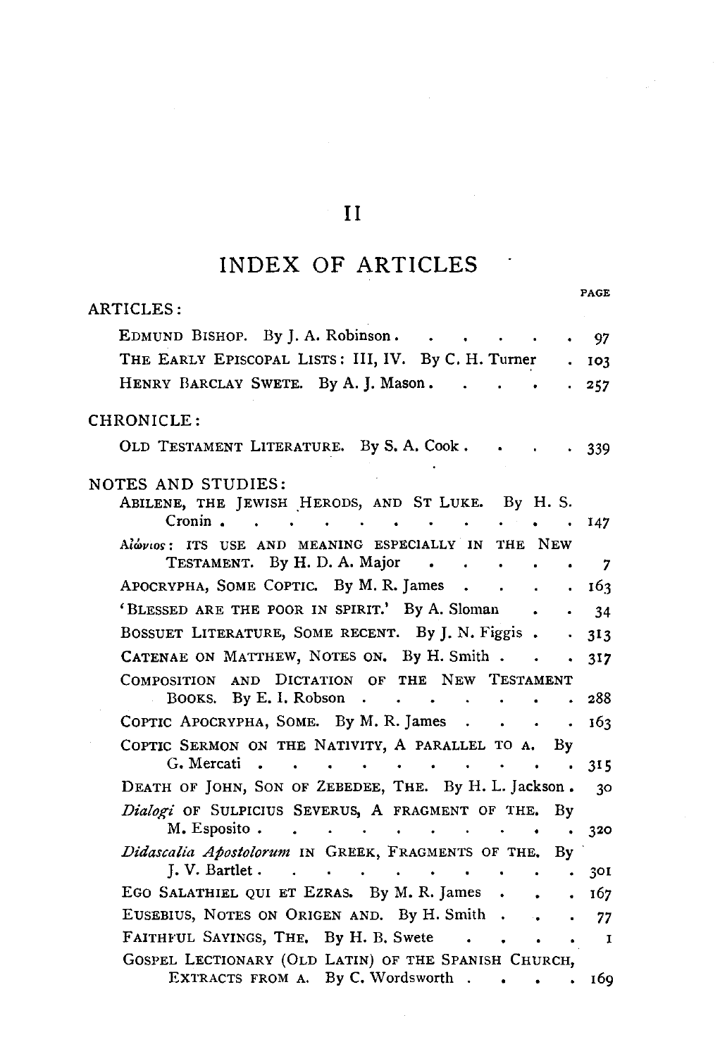# II

## INDEX OF ARTICLES

PAGE

ARTICLES:

EDMUND BISHOP. By J. A. Robinson . . . . . . . 97
THE EARLY EPISCOPAL LISTS: III, IV. By C. H. Turner . 103
HENRY BARCLAY SWETE. By A. J. Mason . . . . . 257

CHRONICLE:

OLD TESTAMENT LITERATURE. By S. A. Cook . . . . 339

NOTES AND STUDIES:

ABILENE, THE JEWISH HERODS, AND ST LUKE. By H. S. Cronin . . . . . . . . . . . . . 147
Αἰώνιος: ITS USE AND MEANING ESPECIALLY IN THE NEW TESTAMENT. By H. D. A. Major . . . . . . 7
APOCRYPHA, SOME COPTIC. By M. R. James . . . . . 163
'BLESSED ARE THE POOR IN SPIRIT.' By A. Sloman . . 34
BOSSUET LITERATURE, SOME RECENT. By J. N. Figgis . . 313
CATENAE ON MATTHEW, NOTES ON. By H. Smith . . . 317
COMPOSITION AND DICTATION OF THE NEW TESTAMENT BOOKS. By E. I. Robson . . . . . . . . 288
COPTIC APOCRYPHA, SOME. By M. R. James . . . . 163
COPTIC SERMON ON THE NATIVITY, A PARALLEL TO A. By G. Mercati . . . . . . . . . . . . . 315
DEATH OF JOHN, SON OF ZEBEDEE, THE. By H. L. Jackson . 30
*Dialogi* OF SULPICIUS SEVERUS, A FRAGMENT OF THE. By M. Esposito . . . . . . . . . . . . 320
*Didascalia Apostolorum* IN GREEK, FRAGMENTS OF THE. By J. V. Bartlet . . . . . . . . . . . . 301
EGO SALATHIEL QUI ET EZRAS. By M. R. James . . . 167
EUSEBIUS, NOTES ON ORIGEN AND. By H. Smith . . . 77
FAITHFUL SAYINGS, THE. By H. B. Swete . . . . . 1
GOSPEL LECTIONARY (OLD LATIN) OF THE SPANISH CHURCH, EXTRACTS FROM A. By C. Wordsworth . . . . 169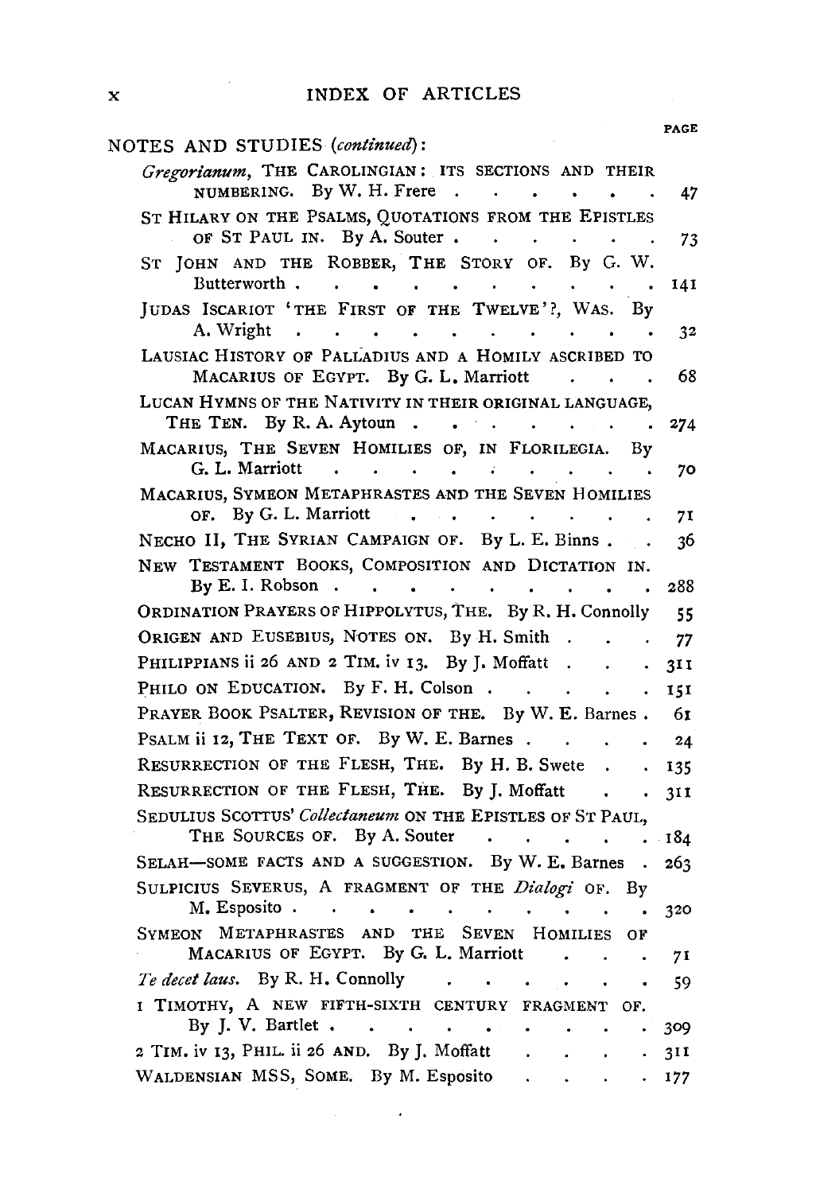NOTES AND STUDIES (*continued*):

| | PAGE |
|---|---|
| *Gregorianum*, THE CAROLINGIAN: ITS SECTIONS AND THEIR NUMBERING. By W. H. Frere | 47 |
| ST HILARY ON THE PSALMS, QUOTATIONS FROM THE EPISTLES OF ST PAUL IN. By A. Souter | 73 |
| ST JOHN AND THE ROBBER, THE STORY OF. By G. W. Butterworth | 141 |
| JUDAS ISCARIOT 'THE FIRST OF THE TWELVE'?, WAS. By A. Wright | 32 |
| LAUSIAC HISTORY OF PALLADIUS AND A HOMILY ASCRIBED TO MACARIUS OF EGYPT. By G. L. Marriott | 68 |
| LUCAN HYMNS OF THE NATIVITY IN THEIR ORIGINAL LANGUAGE, THE TEN. By R. A. Aytoun | 274 |
| MACARIUS, THE SEVEN HOMILIES OF, IN FLORILEGIA. By G. L. Marriott | 70 |
| MACARIUS, SYMEON METAPHRASTES AND THE SEVEN HOMILIES OF. By G. L. Marriott | 71 |
| NECHO II, THE SYRIAN CAMPAIGN OF. By L. E. Binns | 36 |
| NEW TESTAMENT BOOKS, COMPOSITION AND DICTATION IN. By E. I. Robson | 288 |
| ORDINATION PRAYERS OF HIPPOLYTUS, THE. By R. H. Connolly | 55 |
| ORIGEN AND EUSEBIUS, NOTES ON. By H. Smith | 77 |
| PHILIPPIANS ii 26 AND 2 TIM. iv 13. By J. Moffatt | 311 |
| PHILO ON EDUCATION. By F. H. Colson | 151 |
| PRAYER BOOK PSALTER, REVISION OF THE. By W. E. Barnes | 61 |
| PSALM ii 12, THE TEXT OF. By W. E. Barnes | 24 |
| RESURRECTION OF THE FLESH, THE. By H. B. Swete | 135 |
| RESURRECTION OF THE FLESH, THE. By J. Moffatt | 311 |
| SEDULIUS SCOTTUS' *Collectaneum* ON THE EPISTLES OF ST PAUL, THE SOURCES OF. By A. Souter | 184 |
| SELAH—SOME FACTS AND A SUGGESTION. By W. E. Barnes | 263 |
| SULPICIUS SEVERUS, A FRAGMENT OF THE *Dialogi* OF. By M. Esposito | 320 |
| SYMEON METAPHRASTES AND THE SEVEN HOMILIES OF MACARIUS OF EGYPT. By G. L. Marriott | 71 |
| *Te decet laus*. By R. H. Connolly | 59 |
| I TIMOTHY, A NEW FIFTH-SIXTH CENTURY FRAGMENT OF. By J. V. Bartlet | 309 |
| 2 TIM. iv 13, PHIL. ii 26 AND. By J. Moffatt | 311 |
| WALDENSIAN MSS, SOME. By M. Esposito | 177 |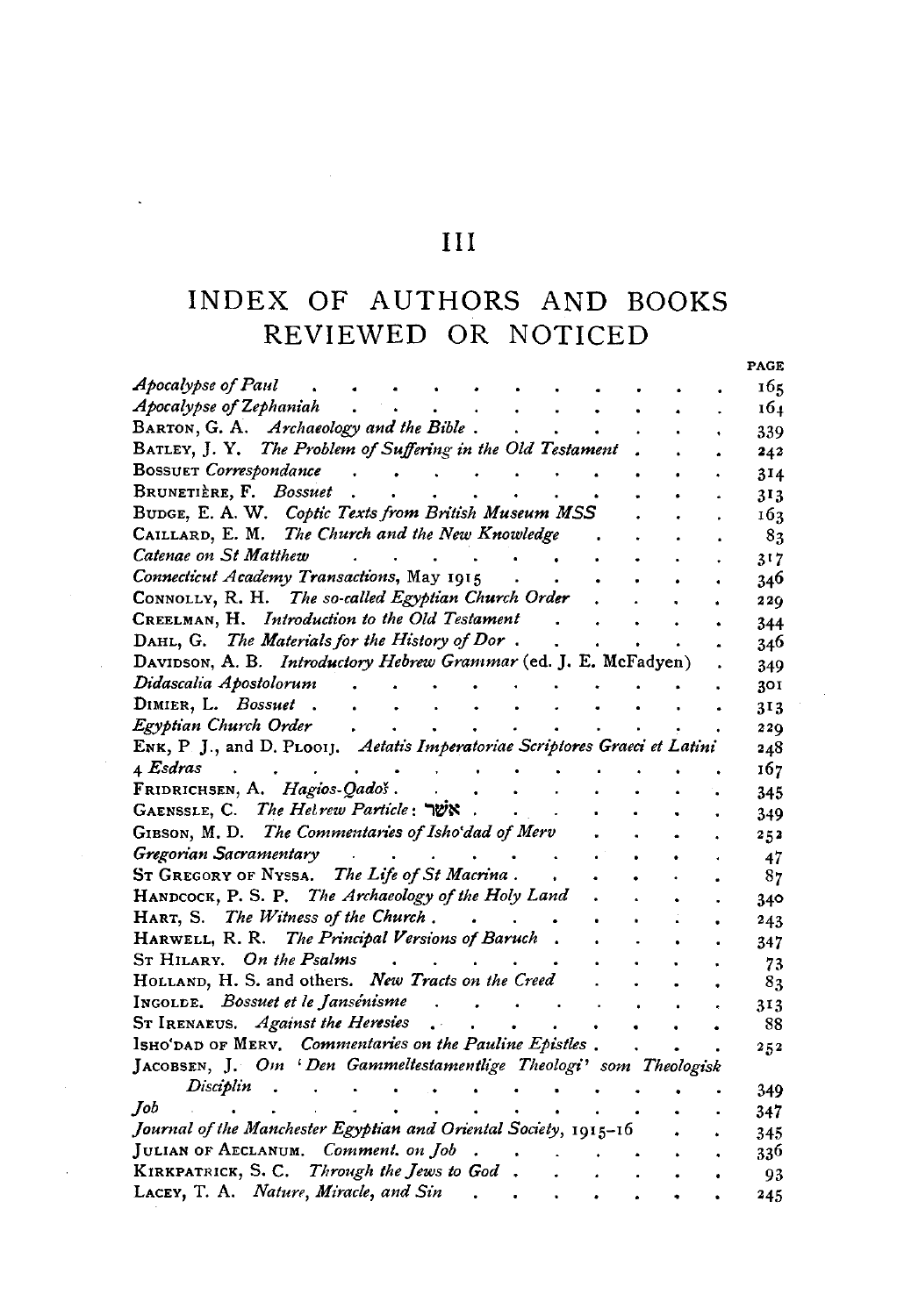# III

# INDEX OF AUTHORS AND BOOKS REVIEWED OR NOTICED

| | PAGE |
|---|---|
| *Apocalypse of Paul* | 165 |
| *Apocalypse of Zephaniah* | 164 |
| BARTON, G. A. *Archaeology and the Bible* | 339 |
| BATLEY, J. Y. *The Problem of Suffering in the Old Testament* | 242 |
| BOSSUET *Correspondance* | 314 |
| BRUNETIÈRE, F. *Bossuet* | 313 |
| BUDGE, E. A. W. *Coptic Texts from British Museum MSS* | 163 |
| CAILLARD, E. M. *The Church and the New Knowledge* | 83 |
| *Catenae on St Matthew* | 317 |
| *Connecticut Academy Transactions*, May 1915 | 346 |
| CONNOLLY, R. H. *The so-called Egyptian Church Order* | 229 |
| CREELMAN, H. *Introduction to the Old Testament* | 344 |
| DAHL, G. *The Materials for the History of Dor* | 346 |
| DAVIDSON, A. B. *Introductory Hebrew Grammar* (ed. J. E. McFadyen) | 349 |
| *Didascalia Apostolorum* | 301 |
| DIMIER, L. *Bossuet* | 313 |
| *Egyptian Church Order* | 229 |
| ENK, P. J., and D. PLOOIJ. *Aetatis Imperatoriae Scriptores Graeci et Latini* | 248 |
| 4 *Esdras* | 167 |
| FRIDRICHSEN, A. *Hagios-Qadoš* | 345 |
| GAENSSLE, C. *The Hebrew Particle*: אשר | 349 |
| GIBSON, M. D. *The Commentaries of Isho'dad of Merv* | 252 |
| *Gregorian Sacramentary* | 47 |
| ST GREGORY OF NYSSA. *The Life of St Macrina* | 87 |
| HANDCOCK, P. S. P. *The Archaeology of the Holy Land* | 340 |
| HART, S. *The Witness of the Church* | 243 |
| HARWELL, R. R. *The Principal Versions of Baruch* | 347 |
| ST HILARY. *On the Psalms* | 73 |
| HOLLAND, H. S. and others. *New Tracts on the Creed* | 83 |
| INGOLDE. *Bossuet et le Jansénisme* | 313 |
| ST IRENAEUS. *Against the Heresies* | 88 |
| ISHO'DAD OF MERV. *Commentaries on the Pauline Epistles* | 252 |
| JACOBSEN, J. *Om 'Den Gammeltestamentlige Theologi' som Theologisk Disciplin* | 349 |
| *Job* | 347 |
| *Journal of the Manchester Egyptian and Oriental Society*, 1915–16 | 345 |
| JULIAN OF AECLANUM. *Comment. on Job* | 336 |
| KIRKPATRICK, S. C. *Through the Jews to God* | 93 |
| LACEY, T. A. *Nature, Miracle, and Sin* | 245 |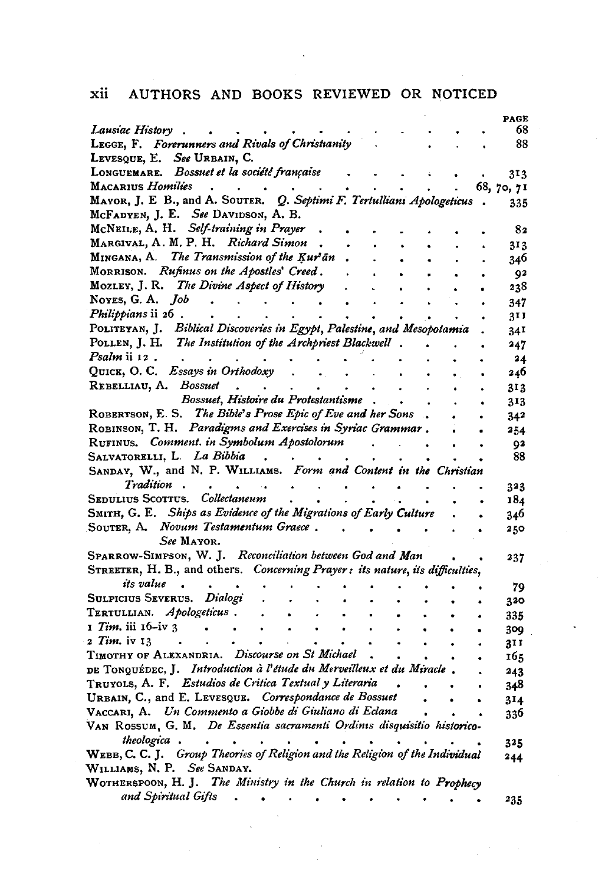## AUTHORS AND BOOKS REVIEWED OR NOTICED

| | PAGE |
|---|---|
| *Lausiac History* | 68 |
| LEGGE, F. *Forerunners and Rivals of Christianity* | 88 |
| LEVESQUE, E. *See* URBAIN, C. | |
| LONGUEMARE. *Bossuet et la société française* | 313 |
| MACARIUS *Homilies* | 68, 70, 71 |
| MAYOR, J. E B., and A. SOUTER. *Q. Septimi F. Tertulliani Apologeticus* | 335 |
| MCFADYEN, J. E. *See* DAVIDSON, A. B. | |
| MCNEILE, A. H. *Self-training in Prayer* | 82 |
| MARGIVAL, A. M. P. H. *Richard Simon* | 313 |
| MINGANA, A. *The Transmission of the Ḳur'ān* | 346 |
| MORRISON. *Rufinus on the Apostles' Creed* | 92 |
| MOZLEY, J. R. *The Divine Aspect of History* | 238 |
| NOYES, G. A. *Job* | 347 |
| *Philippians* ii 26 | 311 |
| POLITEYAN, J. *Biblical Discoveries in Egypt, Palestine, and Mesopotamia* | 341 |
| POLLEN, J. H. *The Institution of the Archpriest Blackwell* | 247 |
| *Psalm* ii 12 | 24 |
| QUICK, O. C. *Essays in Orthodoxy* | 246 |
| REBELLIAU, A. *Bossuet* | 313 |
| *Bossuet, Histoire du Protestantisme* | 313 |
| ROBERTSON, E. S. *The Bible's Prose Epic of Eve and her Sons* | 342 |
| ROBINSON, T. H. *Paradigms and Exercises in Syriac Grammar* | 254 |
| RUFINUS. *Comment. in Symbolum Apostolorum* | 92 |
| SALVATORELLI, L. *La Bibbia* | 88 |
| SANDAY, W., and N. P. WILLIAMS. *Form and Content in the Christian Tradition* | 323 |
| SEDULIUS SCOTTUS. *Collectaneum* | 184 |
| SMITH, G. E. *Ships as Evidence of the Migrations of Early Culture* | 346 |
| SOUTER, A. *Novum Testamentum Graece* | 250 |
| *See* MAYOR. | |
| SPARROW-SIMPSON, W. J. *Reconciliation between God and Man* | 237 |
| STREETER, H. B., and others. *Concerning Prayer: its nature, its difficulties, its value* | 79 |
| SULPICIUS SEVERUS. *Dialogi* | 320 |
| TERTULLIAN. *Apologeticus* | 335 |
| 1 *Tim.* iii 16–iv 3 | 309 |
| 2 *Tim.* iv 13 | 311 |
| TIMOTHY OF ALEXANDRIA. *Discourse on St Michael* | 165 |
| DE TONQUÉDEC, J. *Introduction à l'étude du Merveilleux et du Miracle* | 243 |
| TRUYOLS, A. F. *Estudios de Critica Textual y Literaria* | 348 |
| URBAIN, C., and E. LEVESQUE. *Correspondance de Bossuet* | 314 |
| VACCARI, A. *Un Commento a Giobbe di Giuliano di Eclana* | 336 |
| VAN ROSSUM, G. M. *De Essentia sacramenti Ordinis disquisitio historico-theologica* | 325 |
| WEBB, C. C. J. *Group Theories of Religion and the Religion of the Individual* | 244 |
| WILLIAMS, N. P. *See* SANDAY. | |
| WOTHERSPOON, H. J. *The Ministry in the Church in relation to Prophecy and Spiritual Gifts* | 235 |